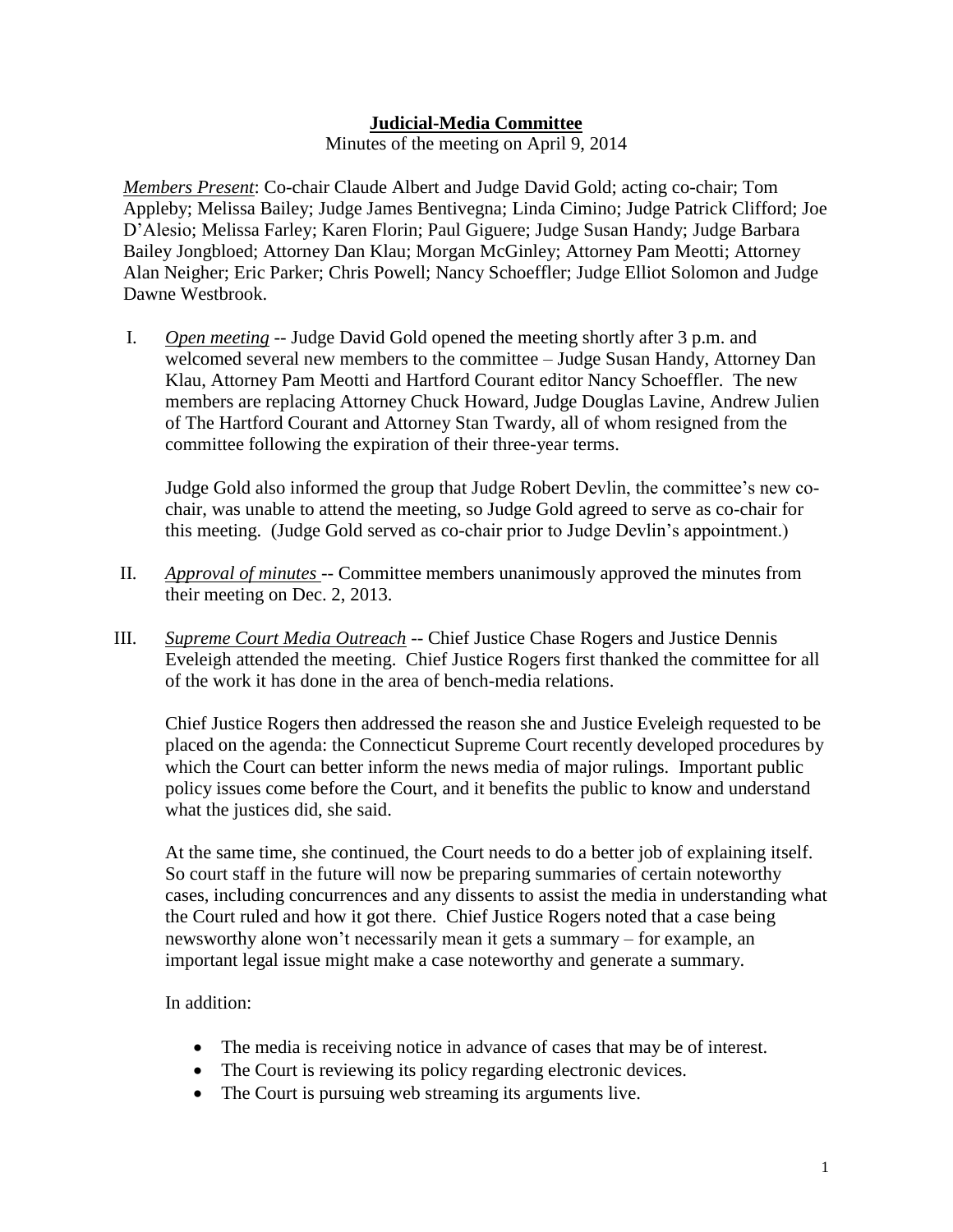# **Judicial-Media Committee**

Minutes of the meeting on April 9, 2014

*Members Present*: Co-chair Claude Albert and Judge David Gold; acting co-chair; Tom Appleby; Melissa Bailey; Judge James Bentivegna; Linda Cimino; Judge Patrick Clifford; Joe D'Alesio; Melissa Farley; Karen Florin; Paul Giguere; Judge Susan Handy; Judge Barbara Bailey Jongbloed; Attorney Dan Klau; Morgan McGinley; Attorney Pam Meotti; Attorney Alan Neigher; Eric Parker; Chris Powell; Nancy Schoeffler; Judge Elliot Solomon and Judge Dawne Westbrook.

I. *Open meeting* -- Judge David Gold opened the meeting shortly after 3 p.m. and welcomed several new members to the committee – Judge Susan Handy, Attorney Dan Klau, Attorney Pam Meotti and Hartford Courant editor Nancy Schoeffler. The new members are replacing Attorney Chuck Howard, Judge Douglas Lavine, Andrew Julien of The Hartford Courant and Attorney Stan Twardy, all of whom resigned from the committee following the expiration of their three-year terms.

   Judge Gold also informed the group that Judge Robert Devlin, the committee's new co-chair, was unable to attend the meeting, so Judge Gold agreed to serve as co-chair for this meeting. (Judge Gold served as co-chair prior to Judge Devlin's appointment.)

II. *Approval of minutes* -- Committee members unanimously approved the minutes from their meeting on Dec. 2, 2013.

III. *Supreme Court Media Outreach* -- Chief Justice Chase Rogers and Justice Dennis Eveleigh attended the meeting. Chief Justice Rogers first thanked the committee for all of the work it has done in the area of bench-media relations.

   Chief Justice Rogers then addressed the reason she and Justice Eveleigh requested to be placed on the agenda: the Connecticut Supreme Court recently developed procedures by which the Court can better inform the news media of major rulings. Important public policy issues come before the Court, and it benefits the public to know and understand what the justices did, she said.

   At the same time, she continued, the Court needs to do a better job of explaining itself. So court staff in the future will now be preparing summaries of certain noteworthy cases, including concurrences and any dissents to assist the media in understanding what the Court ruled and how it got there. Chief Justice Rogers noted that a case being newsworthy alone won't necessarily mean it gets a summary – for example, an important legal issue might make a case noteworthy and generate a summary.

   In addition:

   - The media is receiving notice in advance of cases that may be of interest.
   - The Court is reviewing its policy regarding electronic devices.
   - The Court is pursuing web streaming its arguments live.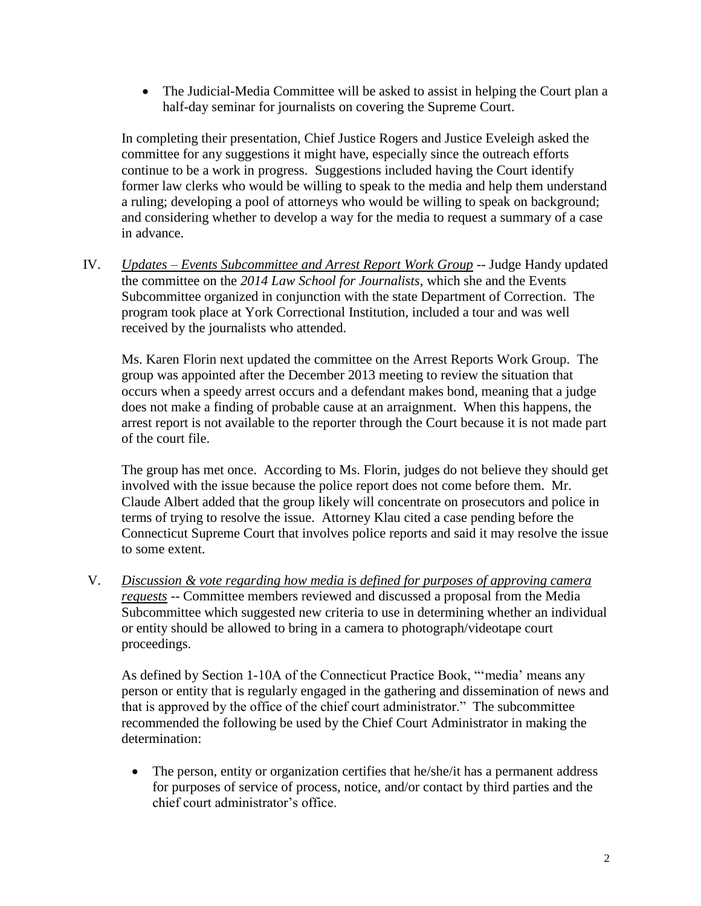- The Judicial-Media Committee will be asked to assist in helping the Court plan a half-day seminar for journalists on covering the Supreme Court.

In completing their presentation, Chief Justice Rogers and Justice Eveleigh asked the committee for any suggestions it might have, especially since the outreach efforts continue to be a work in progress. Suggestions included having the Court identify former law clerks who would be willing to speak to the media and help them understand a ruling; developing a pool of attorneys who would be willing to speak on background; and considering whether to develop a way for the media to request a summary of a case in advance.

IV. *Updates – Events Subcommittee and Arrest Report Work Group* -- Judge Handy updated the committee on the *2014 Law School for Journalists*, which she and the Events Subcommittee organized in conjunction with the state Department of Correction. The program took place at York Correctional Institution, included a tour and was well received by the journalists who attended.

Ms. Karen Florin next updated the committee on the Arrest Reports Work Group. The group was appointed after the December 2013 meeting to review the situation that occurs when a speedy arrest occurs and a defendant makes bond, meaning that a judge does not make a finding of probable cause at an arraignment. When this happens, the arrest report is not available to the reporter through the Court because it is not made part of the court file.

The group has met once. According to Ms. Florin, judges do not believe they should get involved with the issue because the police report does not come before them. Mr. Claude Albert added that the group likely will concentrate on prosecutors and police in terms of trying to resolve the issue. Attorney Klau cited a case pending before the Connecticut Supreme Court that involves police reports and said it may resolve the issue to some extent.

V. *Discussion & vote regarding how media is defined for purposes of approving camera requests* -- Committee members reviewed and discussed a proposal from the Media Subcommittee which suggested new criteria to use in determining whether an individual or entity should be allowed to bring in a camera to photograph/videotape court proceedings.

As defined by Section 1-10A of the Connecticut Practice Book, "'media' means any person or entity that is regularly engaged in the gathering and dissemination of news and that is approved by the office of the chief court administrator." The subcommittee recommended the following be used by the Chief Court Administrator in making the determination:

- The person, entity or organization certifies that he/she/it has a permanent address for purposes of service of process, notice, and/or contact by third parties and the chief court administrator's office.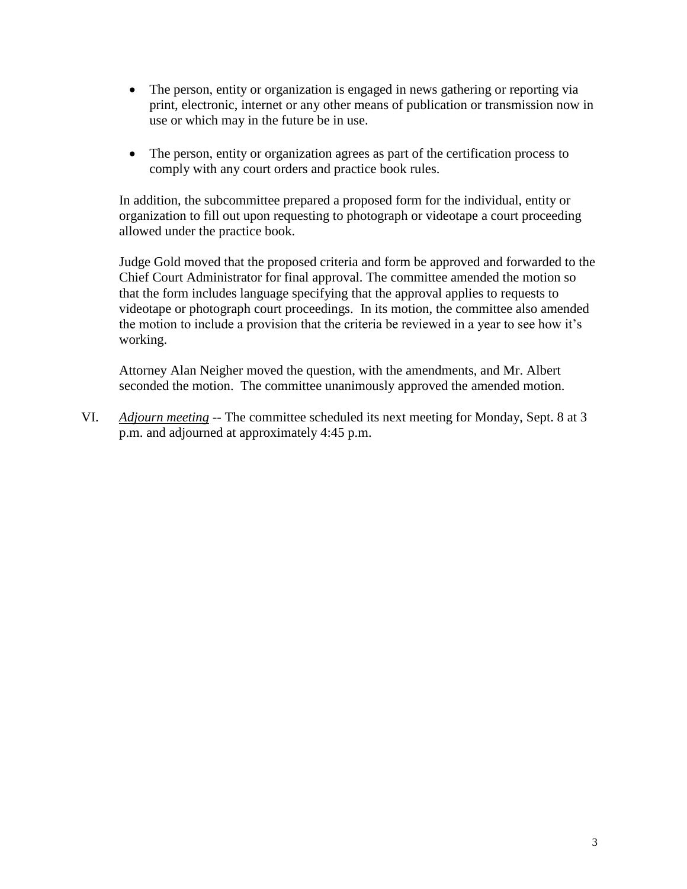- The person, entity or organization is engaged in news gathering or reporting via print, electronic, internet or any other means of publication or transmission now in use or which may in the future be in use.

- The person, entity or organization agrees as part of the certification process to comply with any court orders and practice book rules.

In addition, the subcommittee prepared a proposed form for the individual, entity or organization to fill out upon requesting to photograph or videotape a court proceeding allowed under the practice book.

Judge Gold moved that the proposed criteria and form be approved and forwarded to the Chief Court Administrator for final approval. The committee amended the motion so that the form includes language specifying that the approval applies to requests to videotape or photograph court proceedings. In its motion, the committee also amended the motion to include a provision that the criteria be reviewed in a year to see how it's working.

Attorney Alan Neigher moved the question, with the amendments, and Mr. Albert seconded the motion. The committee unanimously approved the amended motion.

VI. *Adjourn meeting* -- The committee scheduled its next meeting for Monday, Sept. 8 at 3 p.m. and adjourned at approximately 4:45 p.m.